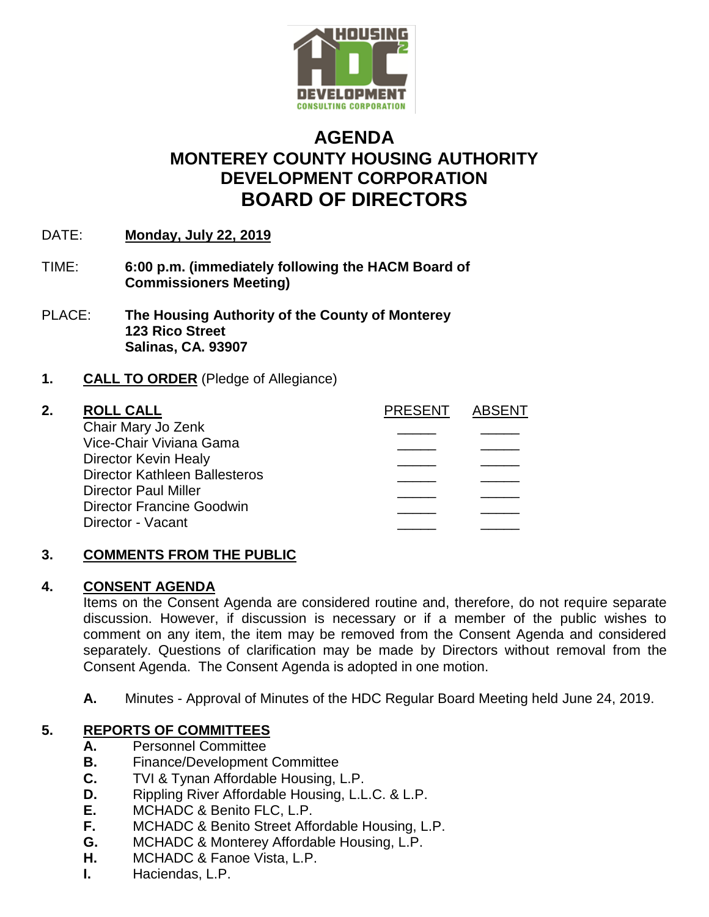# AGENDA
## MONTEREY COUNTY HOUSING AUTHORITY DEVELOPMENT CORPORATION
## BOARD OF DIRECTORS

DATE: **Monday, July 22, 2019**

TIME: **6:00 p.m. (immediately following the HACM Board of Commissioners Meeting)**

PLACE: **The Housing Authority of the County of Monterey**
**123 Rico Street**
**Salinas, CA. 93907**

**1. CALL TO ORDER** (Pledge of Allegiance)

**2. ROLL CALL**

| | PRESENT | ABSENT |
|---|---|---|
| Chair Mary Jo Zenk | _____ | _____ |
| Vice-Chair Viviana Gama | _____ | _____ |
| Director Kevin Healy | _____ | _____ |
| Director Kathleen Ballesteros | _____ | _____ |
| Director Paul Miller | _____ | _____ |
| Director Francine Goodwin | _____ | _____ |
| Director - Vacant | _____ | _____ |

**3. COMMENTS FROM THE PUBLIC**

**4. CONSENT AGENDA**

Items on the Consent Agenda are considered routine and, therefore, do not require separate discussion. However, if discussion is necessary or if a member of the public wishes to comment on any item, the item may be removed from the Consent Agenda and considered separately. Questions of clarification may be made by Directors without removal from the Consent Agenda. The Consent Agenda is adopted in one motion.

**A.** Minutes - Approval of Minutes of the HDC Regular Board Meeting held June 24, 2019.

**5. REPORTS OF COMMITTEES**

**A.** Personnel Committee
**B.** Finance/Development Committee
**C.** TVI & Tynan Affordable Housing, L.P.
**D.** Rippling River Affordable Housing, L.L.C. & L.P.
**E.** MCHADC & Benito FLC, L.P.
**F.** MCHADC & Benito Street Affordable Housing, L.P.
**G.** MCHADC & Monterey Affordable Housing, L.P.
**H.** MCHADC & Fanoe Vista, L.P.
**I.** Haciendas, L.P.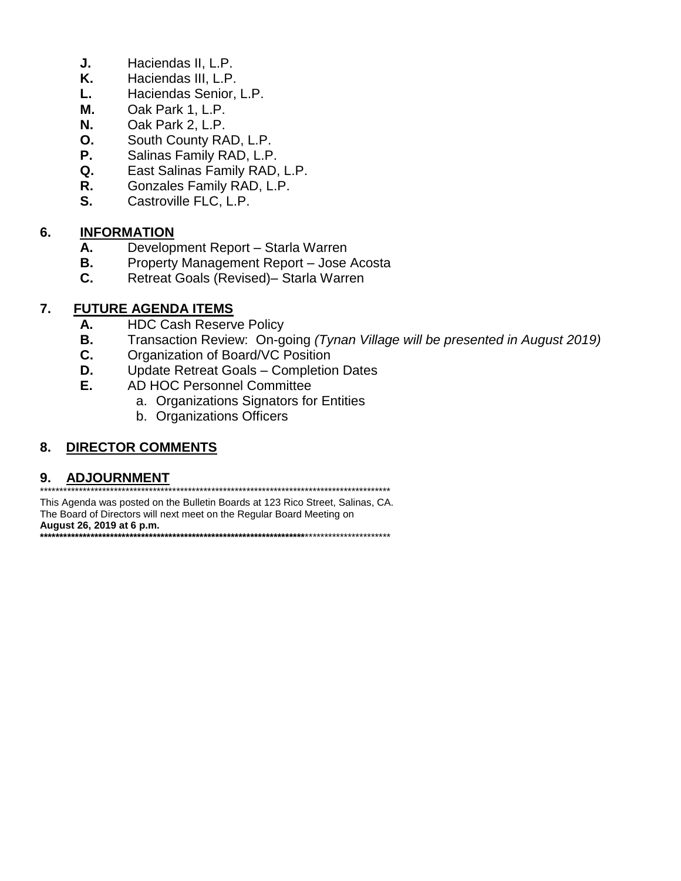- **J.** Haciendas II, L.P.
- **K.** Haciendas III, L.P.
- **L.** Haciendas Senior, L.P.
- **M.** Oak Park 1, L.P.
- **N.** Oak Park 2, L.P.
- **O.** South County RAD, L.P.
- **P.** Salinas Family RAD, L.P.
- **Q.** East Salinas Family RAD, L.P.
- **R.** Gonzales Family RAD, L.P.
- **S.** Castroville FLC, L.P.

## 6. INFORMATION

- **A.** Development Report – Starla Warren
- **B.** Property Management Report – Jose Acosta
- **C.** Retreat Goals (Revised)– Starla Warren

## 7. FUTURE AGENDA ITEMS

- **A.** HDC Cash Reserve Policy
- **B.** Transaction Review: On-going *(Tynan Village will be presented in August 2019)*
- **C.** Organization of Board/VC Position
- **D.** Update Retreat Goals – Completion Dates
- **E.** AD HOC Personnel Committee
  - a. Organizations Signators for Entities
  - b. Organizations Officers

## 8. DIRECTOR COMMENTS

## 9. ADJOURNMENT

*******************************************************************************************

This Agenda was posted on the Bulletin Boards at 123 Rico Street, Salinas, CA.
The Board of Directors will next meet on the Regular Board Meeting on
**August 26, 2019 at 6 p.m.**

*******************************************************************************************